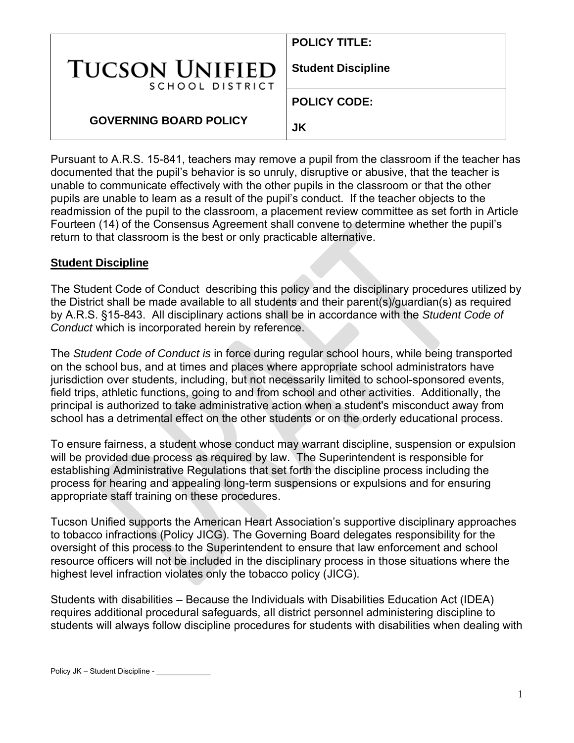| TUCSON UNIFIED SCHOOL DISTRICT | **POLICY TITLE:** **Student Discipline** |
| --- | --- |
| **GOVERNING BOARD POLICY** | **POLICY CODE:** **JK** |

Pursuant to A.R.S. 15-841, teachers may remove a pupil from the classroom if the teacher has documented that the pupil's behavior is so unruly, disruptive or abusive, that the teacher is unable to communicate effectively with the other pupils in the classroom or that the other pupils are unable to learn as a result of the pupil's conduct. If the teacher objects to the readmission of the pupil to the classroom, a placement review committee as set forth in Article Fourteen (14) of the Consensus Agreement shall convene to determine whether the pupil's return to that classroom is the best or only practicable alternative.

**Student Discipline**

The Student Code of Conduct describing this policy and the disciplinary procedures utilized by the District shall be made available to all students and their parent(s)/guardian(s) as required by A.R.S. §15-843. All disciplinary actions shall be in accordance with the *Student Code of Conduct* which is incorporated herein by reference.

The *Student Code of Conduct is* in force during regular school hours, while being transported on the school bus, and at times and places where appropriate school administrators have jurisdiction over students, including, but not necessarily limited to school-sponsored events, field trips, athletic functions, going to and from school and other activities. Additionally, the principal is authorized to take administrative action when a student's misconduct away from school has a detrimental effect on the other students or on the orderly educational process.

To ensure fairness, a student whose conduct may warrant discipline, suspension or expulsion will be provided due process as required by law. The Superintendent is responsible for establishing Administrative Regulations that set forth the discipline process including the process for hearing and appealing long-term suspensions or expulsions and for ensuring appropriate staff training on these procedures.

Tucson Unified supports the American Heart Association's supportive disciplinary approaches to tobacco infractions (Policy JICG). The Governing Board delegates responsibility for the oversight of this process to the Superintendent to ensure that law enforcement and school resource officers will not be included in the disciplinary process in those situations where the highest level infraction violates only the tobacco policy (JICG).

Students with disabilities – Because the Individuals with Disabilities Education Act (IDEA) requires additional procedural safeguards, all district personnel administering discipline to students will always follow discipline procedures for students with disabilities when dealing with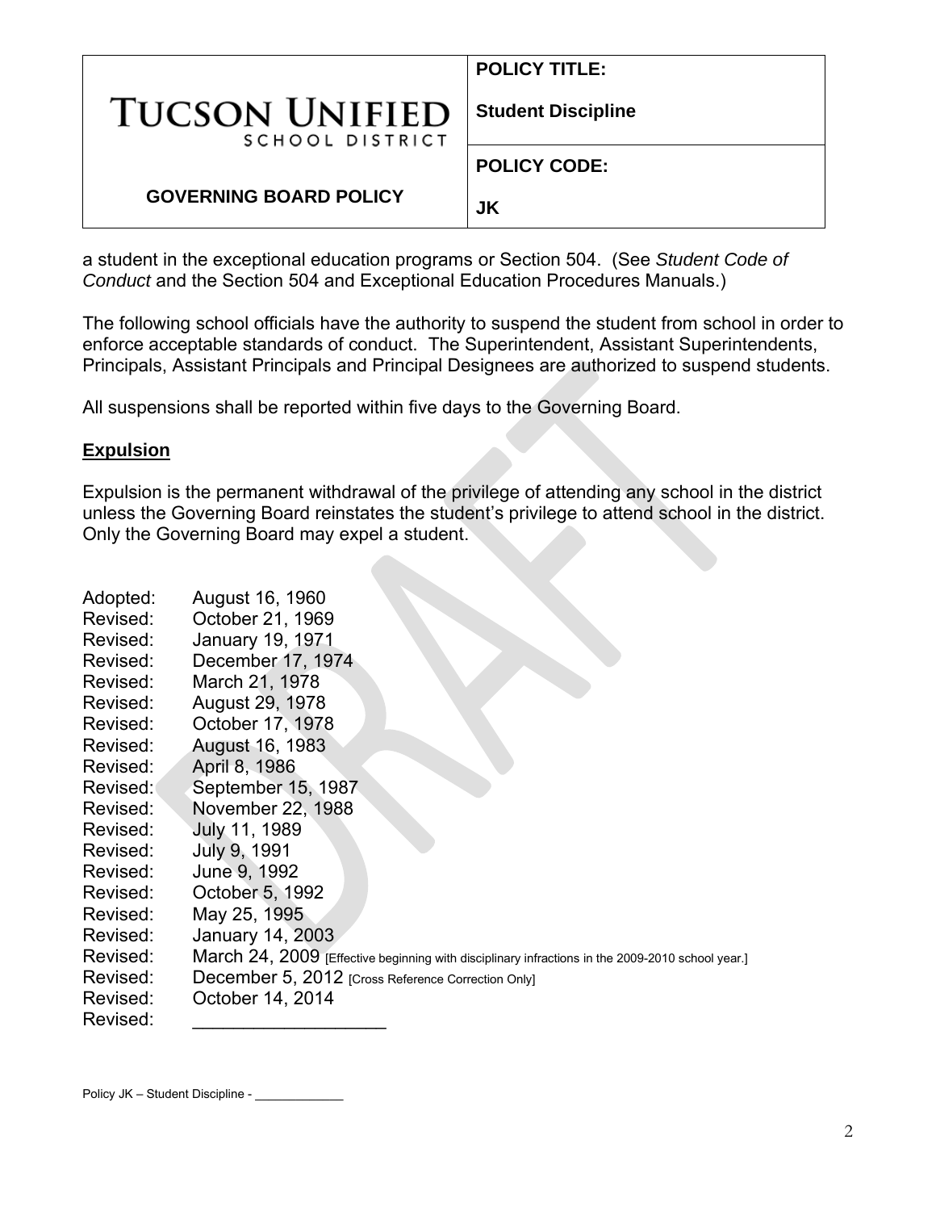a student in the exceptional education programs or Section 504. (See *Student Code of Conduct* and the Section 504 and Exceptional Education Procedures Manuals.)

The following school officials have the authority to suspend the student from school in order to enforce acceptable standards of conduct. The Superintendent, Assistant Superintendents, Principals, Assistant Principals and Principal Designees are authorized to suspend students.

All suspensions shall be reported within five days to the Governing Board.

## **Expulsion**

Expulsion is the permanent withdrawal of the privilege of attending any school in the district unless the Governing Board reinstates the student's privilege to attend school in the district. Only the Governing Board may expel a student.

Adopted: August 16, 1960
Revised: October 21, 1969
Revised: January 19, 1971
Revised: December 17, 1974
Revised: March 21, 1978
Revised: August 29, 1978
Revised: October 17, 1978
Revised: August 16, 1983
Revised: April 8, 1986
Revised: September 15, 1987
Revised: November 22, 1988
Revised: July 11, 1989
Revised: July 9, 1991
Revised: June 9, 1992
Revised: October 5, 1992
Revised: May 25, 1995
Revised: January 14, 2003
Revised: March 24, 2009 [Effective beginning with disciplinary infractions in the 2009-2010 school year.]
Revised: December 5, 2012 [Cross Reference Correction Only]
Revised: October 14, 2014
Revised: ___________________

Policy JK – Student Discipline - ____________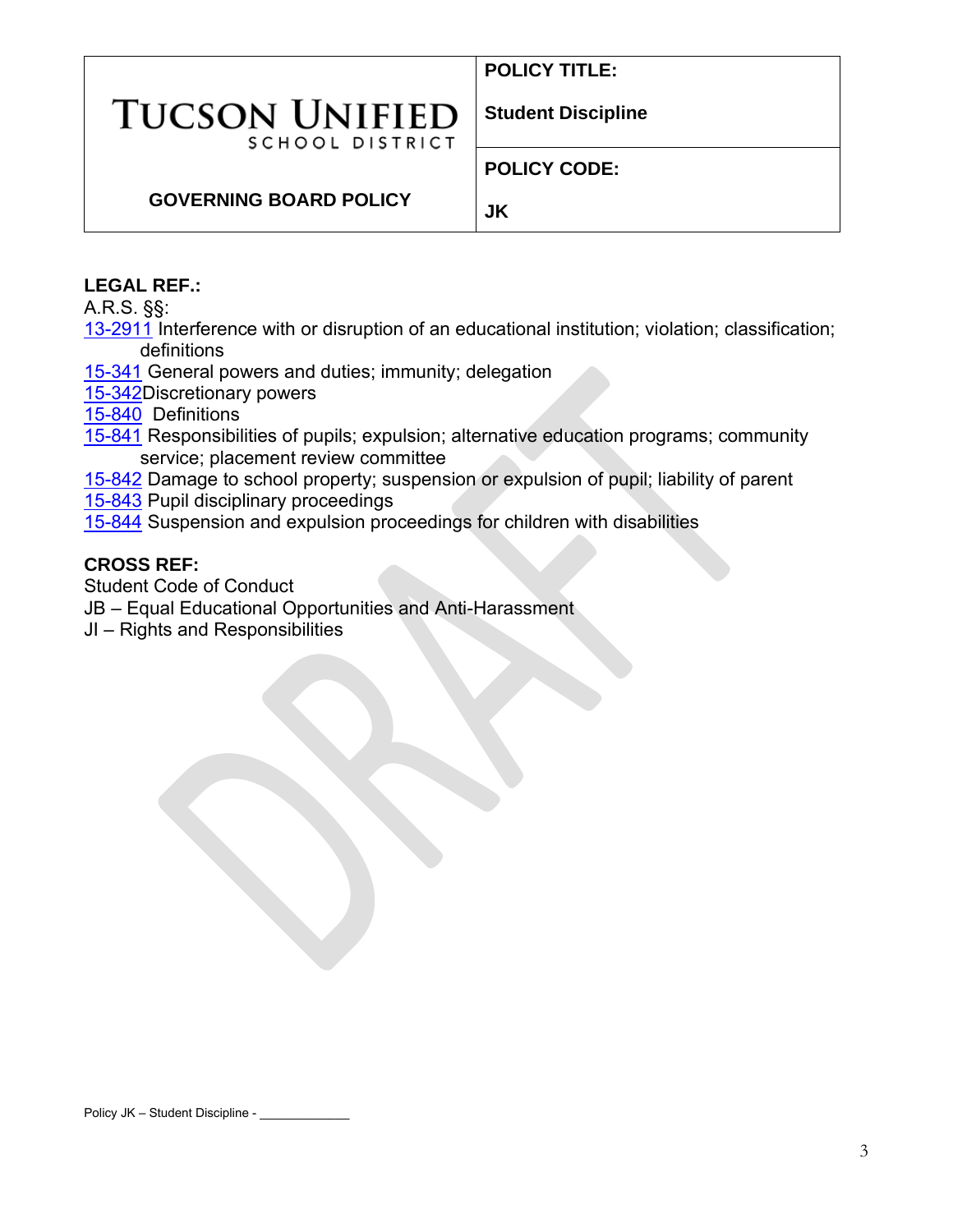| | |
|---|---|
| **TUCSON UNIFIED SCHOOL DISTRICT** | **POLICY TITLE:** **Student Discipline** |
| **GOVERNING BOARD POLICY** | **POLICY CODE:** **JK** |

**LEGAL REF.:**

A.R.S. §§:

13-2911 Interference with or disruption of an educational institution; violation; classification; definitions

15-341 General powers and duties; immunity; delegation

15-342Discretionary powers

15-840 Definitions

15-841 Responsibilities of pupils; expulsion; alternative education programs; community service; placement review committee

15-842 Damage to school property; suspension or expulsion of pupil; liability of parent

15-843 Pupil disciplinary proceedings

15-844 Suspension and expulsion proceedings for children with disabilities

**CROSS REF:**

Student Code of Conduct

JB – Equal Educational Opportunities and Anti-Harassment

JI – Rights and Responsibilities

Policy JK – Student Discipline - _____________